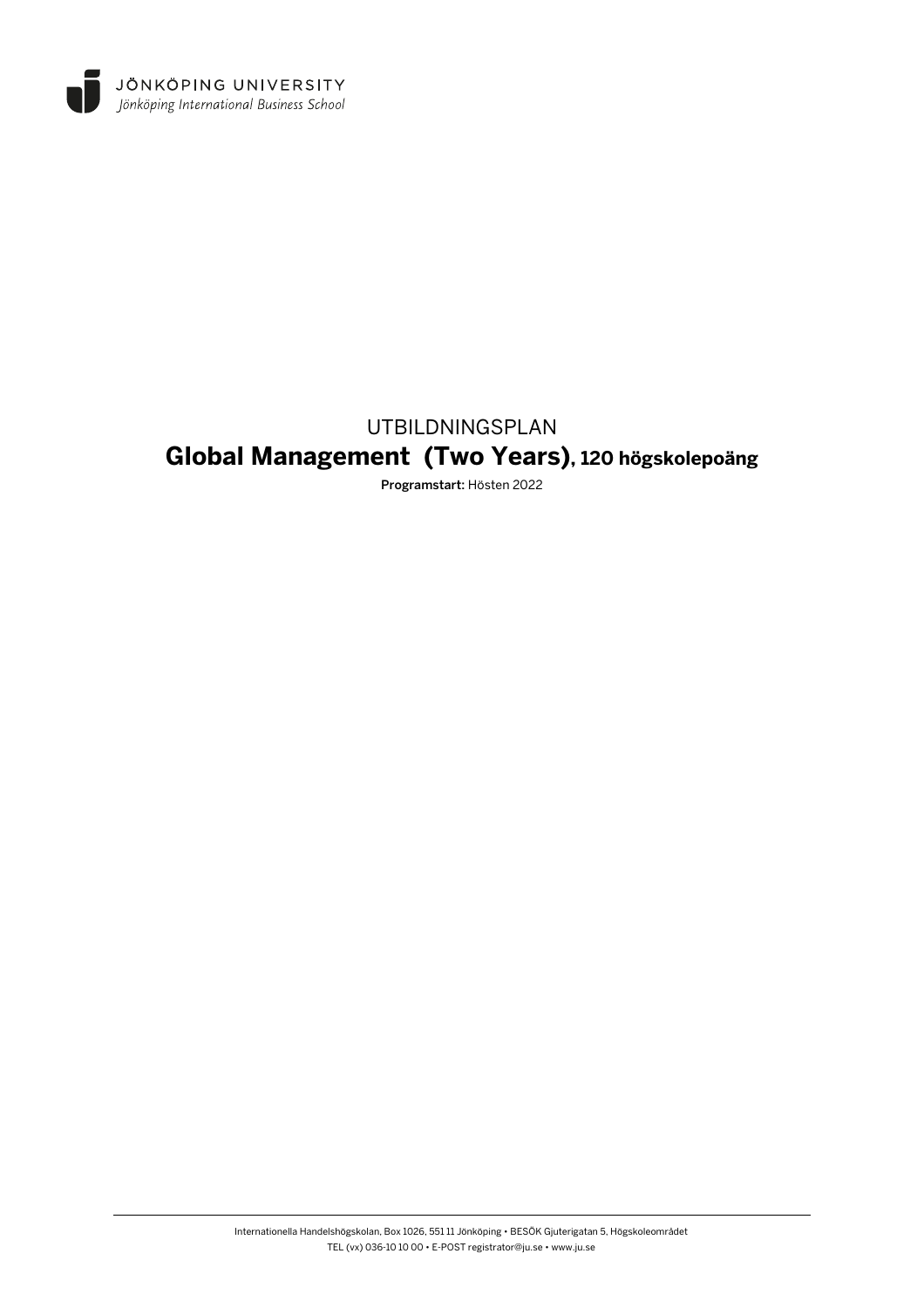JÖNKÖPING UNIVERSITY
*Jönköping International Business School*

UTBILDNINGSPLAN

# Global Management (Two Years), 120 högskolepoäng

**Programstart:** Hösten 2022

Internationella Handelshögskolan, Box 1026, 551 11 Jönköping • BESÖK Gjuterigatan 5, Högskoleområdet
TEL (vx) 036-10 10 00 • E-POST registrator@ju.se • www.ju.se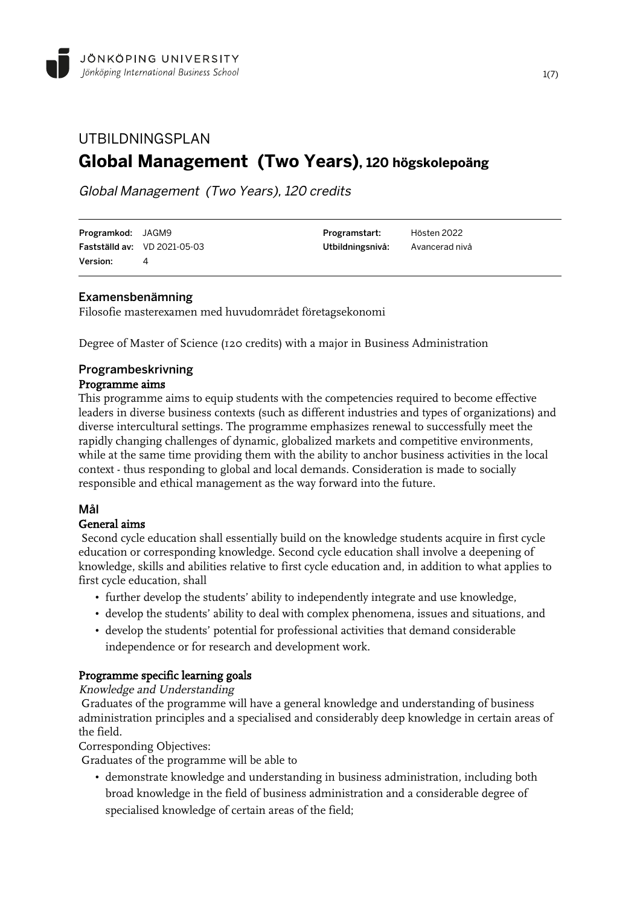# UTBILDNINGSPLAN

## Global Management (Two Years), 120 högskolepoäng

*Global Management (Two Years), 120 credits*

| | | | |
|---|---|---|---|
| **Programkod:** | JAGM9 | **Programstart:** | Hösten 2022 |
| **Fastställd av:** | VD 2021-05-03 | **Utbildningsnivå:** | Avancerad nivå |
| **Version:** | 4 | | |

### Examensbenämning

Filosofie masterexamen med huvudområdet företagsekonomi

Degree of Master of Science (120 credits) with a major in Business Administration

### Programbeskrivning

#### Programme aims

This programme aims to equip students with the competencies required to become effective leaders in diverse business contexts (such as different industries and types of organizations) and diverse intercultural settings. The programme emphasizes renewal to successfully meet the rapidly changing challenges of dynamic, globalized markets and competitive environments, while at the same time providing them with the ability to anchor business activities in the local context - thus responding to global and local demands. Consideration is made to socially responsible and ethical management as the way forward into the future.

### Mål

#### General aims

Second cycle education shall essentially build on the knowledge students acquire in first cycle education or corresponding knowledge. Second cycle education shall involve a deepening of knowledge, skills and abilities relative to first cycle education and, in addition to what applies to first cycle education, shall

- further develop the students' ability to independently integrate and use knowledge,
- develop the students' ability to deal with complex phenomena, issues and situations, and
- develop the students' potential for professional activities that demand considerable independence or for research and development work.

#### Programme specific learning goals

*Knowledge and Understanding*

Graduates of the programme will have a general knowledge and understanding of business administration principles and a specialised and considerably deep knowledge in certain areas of the field.

Corresponding Objectives:

Graduates of the programme will be able to

- demonstrate knowledge and understanding in business administration, including both broad knowledge in the field of business administration and a considerable degree of specialised knowledge of certain areas of the field;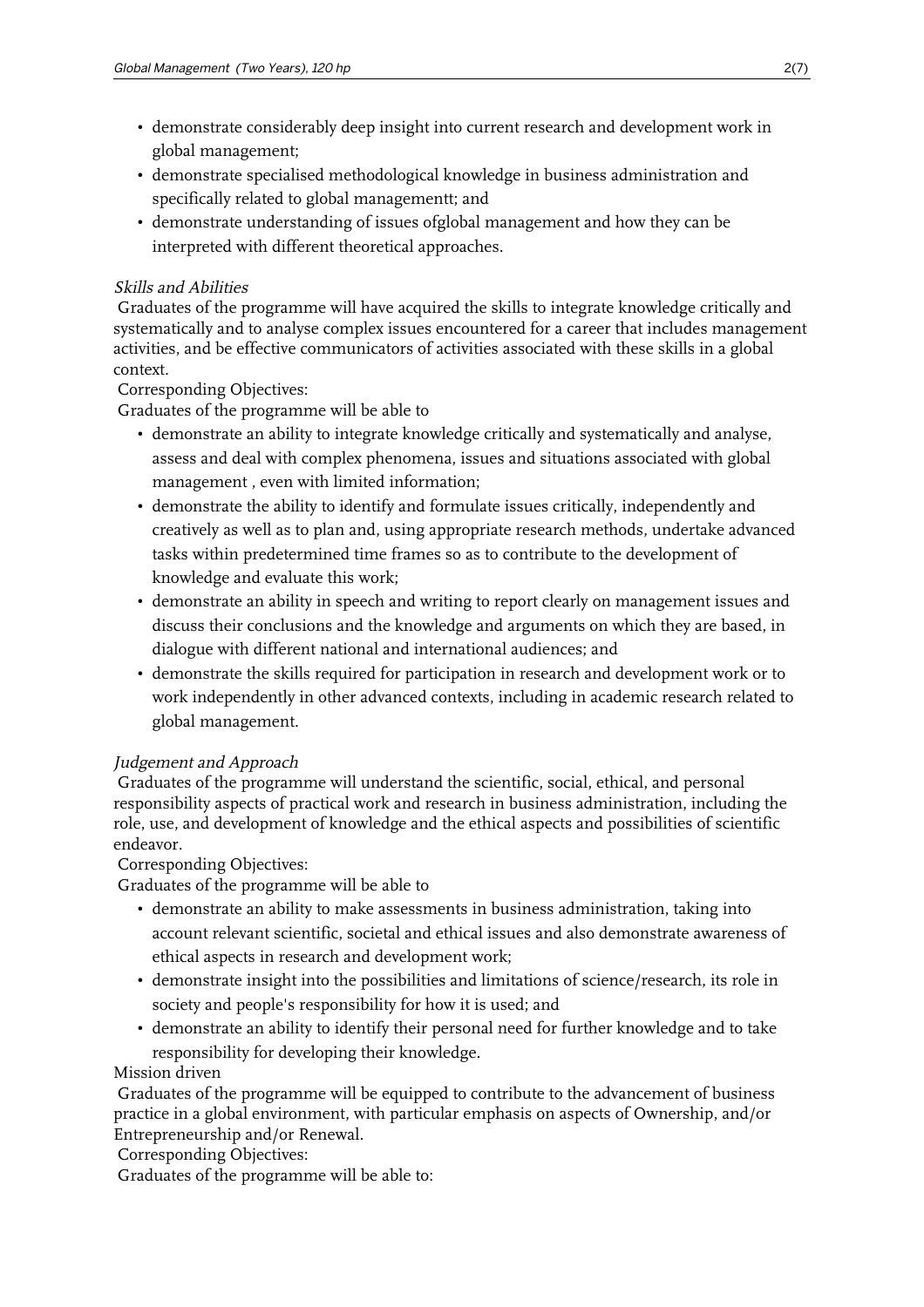- demonstrate considerably deep insight into current research and development work in global management;
- demonstrate specialised methodological knowledge in business administration and specifically related to global managementt; and
- demonstrate understanding of issues ofglobal management and how they can be interpreted with different theoretical approaches.

*Skills and Abilities*

Graduates of the programme will have acquired the skills to integrate knowledge critically and systematically and to analyse complex issues encountered for a career that includes management activities, and be effective communicators of activities associated with these skills in a global context.

Corresponding Objectives:

Graduates of the programme will be able to

- demonstrate an ability to integrate knowledge critically and systematically and analyse, assess and deal with complex phenomena, issues and situations associated with global management , even with limited information;
- demonstrate the ability to identify and formulate issues critically, independently and creatively as well as to plan and, using appropriate research methods, undertake advanced tasks within predetermined time frames so as to contribute to the development of knowledge and evaluate this work;
- demonstrate an ability in speech and writing to report clearly on management issues and discuss their conclusions and the knowledge and arguments on which they are based, in dialogue with different national and international audiences; and
- demonstrate the skills required for participation in research and development work or to work independently in other advanced contexts, including in academic research related to global management.

*Judgement and Approach*

Graduates of the programme will understand the scientific, social, ethical, and personal responsibility aspects of practical work and research in business administration, including the role, use, and development of knowledge and the ethical aspects and possibilities of scientific endeavor.

Corresponding Objectives:

Graduates of the programme will be able to

- demonstrate an ability to make assessments in business administration, taking into account relevant scientific, societal and ethical issues and also demonstrate awareness of ethical aspects in research and development work;
- demonstrate insight into the possibilities and limitations of science/research, its role in society and people's responsibility for how it is used; and
- demonstrate an ability to identify their personal need for further knowledge and to take responsibility for developing their knowledge.

Mission driven

Graduates of the programme will be equipped to contribute to the advancement of business practice in a global environment, with particular emphasis on aspects of Ownership, and/or Entrepreneurship and/or Renewal.

Corresponding Objectives:

Graduates of the programme will be able to: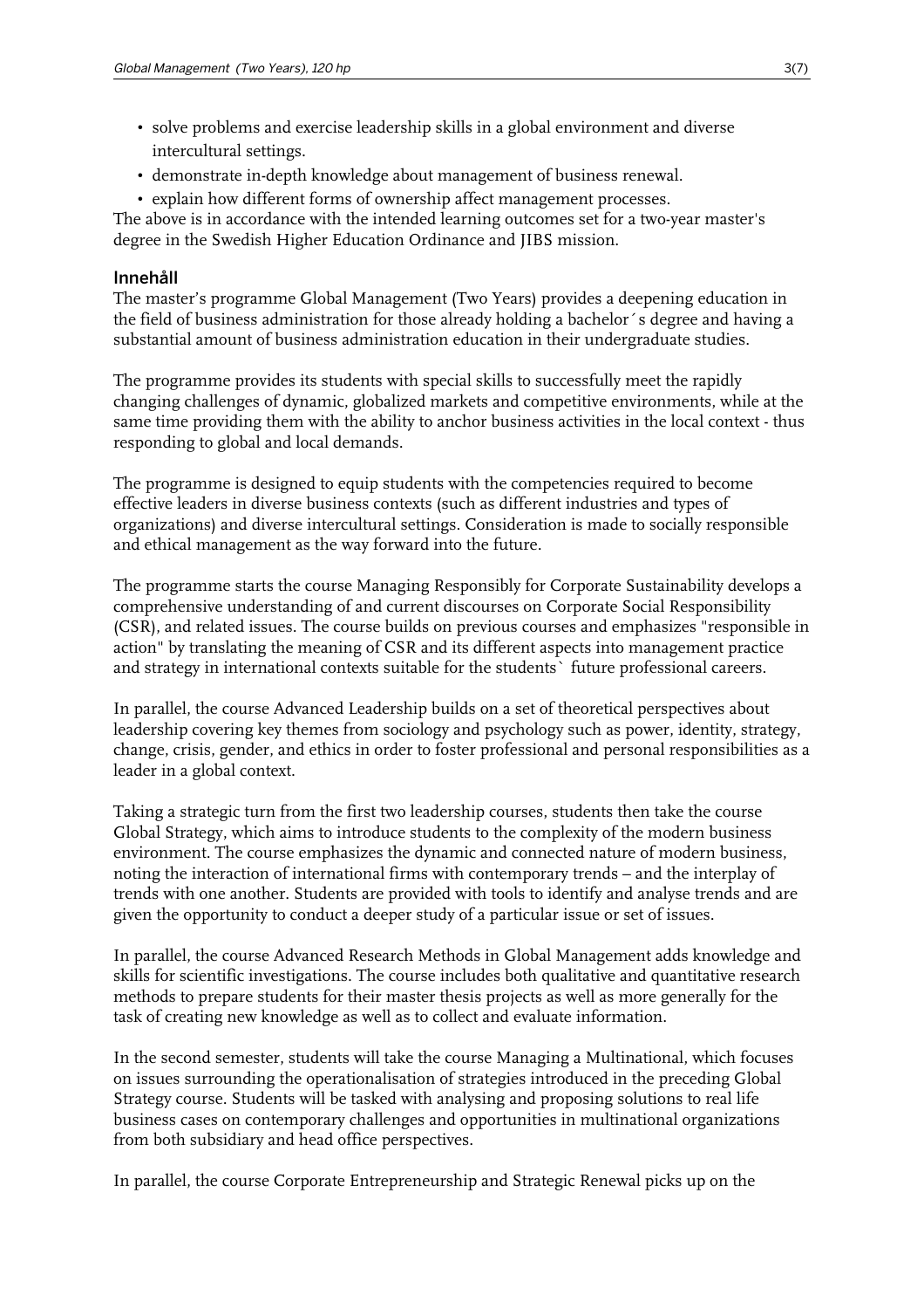- solve problems and exercise leadership skills in a global environment and diverse intercultural settings.
- demonstrate in-depth knowledge about management of business renewal.
- explain how different forms of ownership affect management processes.

The above is in accordance with the intended learning outcomes set for a two-year master's degree in the Swedish Higher Education Ordinance and JIBS mission.

## Innehåll

The master's programme Global Management (Two Years) provides a deepening education in the field of business administration for those already holding a bachelor´s degree and having a substantial amount of business administration education in their undergraduate studies.

The programme provides its students with special skills to successfully meet the rapidly changing challenges of dynamic, globalized markets and competitive environments, while at the same time providing them with the ability to anchor business activities in the local context - thus responding to global and local demands.

The programme is designed to equip students with the competencies required to become effective leaders in diverse business contexts (such as different industries and types of organizations) and diverse intercultural settings. Consideration is made to socially responsible and ethical management as the way forward into the future.

The programme starts the course Managing Responsibly for Corporate Sustainability develops a comprehensive understanding of and current discourses on Corporate Social Responsibility (CSR), and related issues. The course builds on previous courses and emphasizes "responsible in action" by translating the meaning of CSR and its different aspects into management practice and strategy in international contexts suitable for the students` future professional careers.

In parallel, the course Advanced Leadership builds on a set of theoretical perspectives about leadership covering key themes from sociology and psychology such as power, identity, strategy, change, crisis, gender, and ethics in order to foster professional and personal responsibilities as a leader in a global context.

Taking a strategic turn from the first two leadership courses, students then take the course Global Strategy, which aims to introduce students to the complexity of the modern business environment. The course emphasizes the dynamic and connected nature of modern business, noting the interaction of international firms with contemporary trends – and the interplay of trends with one another. Students are provided with tools to identify and analyse trends and are given the opportunity to conduct a deeper study of a particular issue or set of issues.

In parallel, the course Advanced Research Methods in Global Management adds knowledge and skills for scientific investigations. The course includes both qualitative and quantitative research methods to prepare students for their master thesis projects as well as more generally for the task of creating new knowledge as well as to collect and evaluate information.

In the second semester, students will take the course Managing a Multinational, which focuses on issues surrounding the operationalisation of strategies introduced in the preceding Global Strategy course. Students will be tasked with analysing and proposing solutions to real life business cases on contemporary challenges and opportunities in multinational organizations from both subsidiary and head office perspectives.

In parallel, the course Corporate Entrepreneurship and Strategic Renewal picks up on the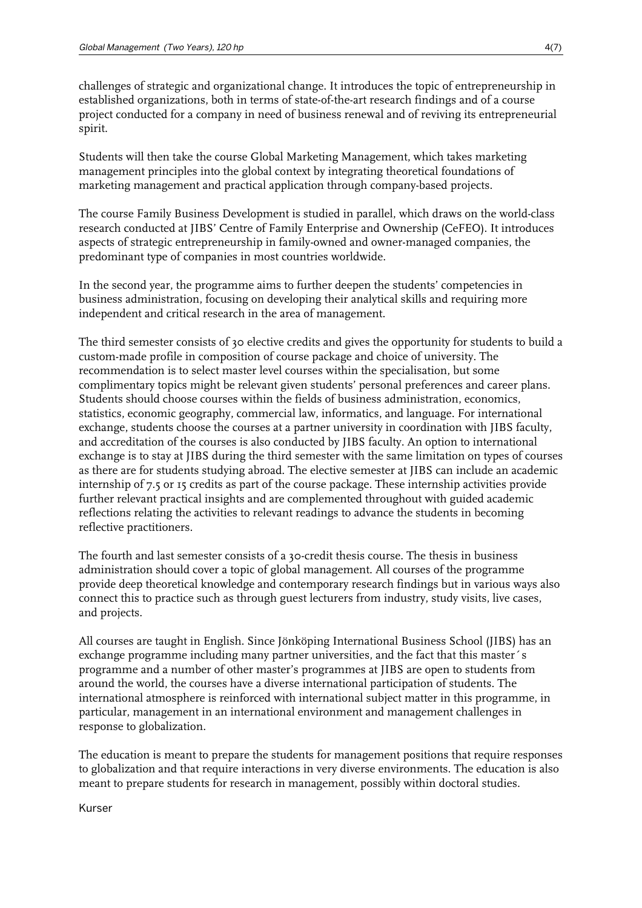challenges of strategic and organizational change. It introduces the topic of entrepreneurship in established organizations, both in terms of state-of-the-art research findings and of a course project conducted for a company in need of business renewal and of reviving its entrepreneurial spirit.

Students will then take the course Global Marketing Management, which takes marketing management principles into the global context by integrating theoretical foundations of marketing management and practical application through company-based projects.

The course Family Business Development is studied in parallel, which draws on the world-class research conducted at JIBS' Centre of Family Enterprise and Ownership (CeFEO). It introduces aspects of strategic entrepreneurship in family-owned and owner-managed companies, the predominant type of companies in most countries worldwide.

In the second year, the programme aims to further deepen the students' competencies in business administration, focusing on developing their analytical skills and requiring more independent and critical research in the area of management.

The third semester consists of 30 elective credits and gives the opportunity for students to build a custom-made profile in composition of course package and choice of university. The recommendation is to select master level courses within the specialisation, but some complimentary topics might be relevant given students' personal preferences and career plans. Students should choose courses within the fields of business administration, economics, statistics, economic geography, commercial law, informatics, and language. For international exchange, students choose the courses at a partner university in coordination with JIBS faculty, and accreditation of the courses is also conducted by JIBS faculty. An option to international exchange is to stay at JIBS during the third semester with the same limitation on types of courses as there are for students studying abroad. The elective semester at JIBS can include an academic internship of 7.5 or 15 credits as part of the course package. These internship activities provide further relevant practical insights and are complemented throughout with guided academic reflections relating the activities to relevant readings to advance the students in becoming reflective practitioners.

The fourth and last semester consists of a 30-credit thesis course. The thesis in business administration should cover a topic of global management. All courses of the programme provide deep theoretical knowledge and contemporary research findings but in various ways also connect this to practice such as through guest lecturers from industry, study visits, live cases, and projects.

All courses are taught in English. Since Jönköping International Business School (JIBS) has an exchange programme including many partner universities, and the fact that this master´s programme and a number of other master's programmes at JIBS are open to students from around the world, the courses have a diverse international participation of students. The international atmosphere is reinforced with international subject matter in this programme, in particular, management in an international environment and management challenges in response to globalization.

The education is meant to prepare the students for management positions that require responses to globalization and that require interactions in very diverse environments. The education is also meant to prepare students for research in management, possibly within doctoral studies.

Kurser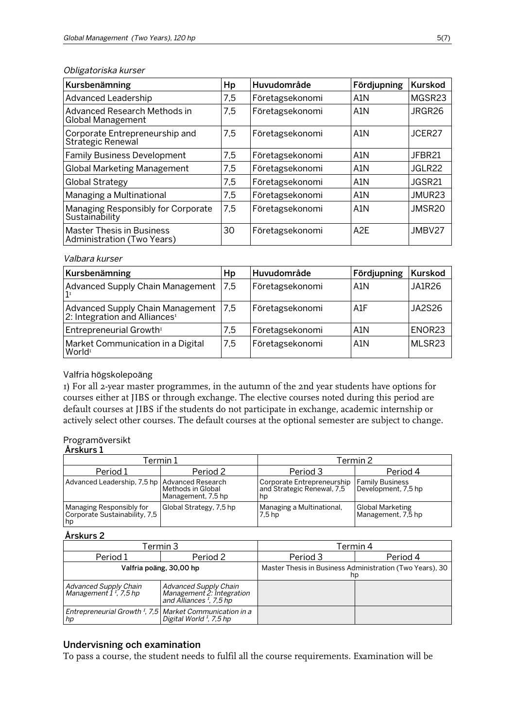*Obligatoriska kurser*

| Kursbenämning | Hp | Huvudområde | Fördjupning | Kurskod |
|---|---|---|---|---|
| Advanced Leadership | 7,5 | Företagsekonomi | A1N | MGSR23 |
| Advanced Research Methods in Global Management | 7,5 | Företagsekonomi | A1N | JRGR26 |
| Corporate Entrepreneurship and Strategic Renewal | 7,5 | Företagsekonomi | A1N | JCER27 |
| Family Business Development | 7,5 | Företagsekonomi | A1N | JFBR21 |
| Global Marketing Management | 7,5 | Företagsekonomi | A1N | JGLR22 |
| Global Strategy | 7,5 | Företagsekonomi | A1N | JGSR21 |
| Managing a Multinational | 7,5 | Företagsekonomi | A1N | JMUR23 |
| Managing Responsibly for Corporate Sustainability | 7,5 | Företagsekonomi | A1N | JMSR20 |
| Master Thesis in Business Administration (Two Years) | 30 | Företagsekonomi | A2E | JMBV27 |

*Valbara kurser*

| Kursbenämning | Hp | Huvudområde | Fördjupning | Kurskod |
|---|---|---|---|---|
| Advanced Supply Chain Management 1[1] | 7,5 | Företagsekonomi | A1N | JA1R26 |
| Advanced Supply Chain Management 2: Integration and Alliances[1] | 7,5 | Företagsekonomi | A1F | JA2S26 |
| Entrepreneurial Growth[1] | 7,5 | Företagsekonomi | A1N | ENOR23 |
| Market Communication in a Digital World[1] | 7,5 | Företagsekonomi | A1N | MLSR23 |

Valfria högskolepoäng

1) For all 2-year master programmes, in the autumn of the 2nd year students have options for courses either at JIBS or through exchange. The elective courses noted during this period are default courses at JIBS if the students do not participate in exchange, academic internship or actively select other courses. The default courses at the optional semester are subject to change.

Programöversikt

**Årskurs 1**

| Termin 1 | | Termin 2 | |
|---|---|---|---|
| Period 1 | Period 2 | Period 3 | Period 4 |
| Advanced Leadership, 7,5 hp | Advanced Research Methods in Global Management, 7,5 hp | Corporate Entrepreneurship and Strategic Renewal, 7,5 hp | Family Business Development, 7,5 hp |
| Managing Responsibly for Corporate Sustainability, 7,5 hp | Global Strategy, 7,5 hp | Managing a Multinational, 7,5 hp | Global Marketing Management, 7,5 hp |

**Årskurs 2**

| Termin 3 | | Termin 4 | |
|---|---|---|---|
| Period 1 | Period 2 | Period 3 | Period 4 |
| Valfria poäng, 30,00 hp | | Master Thesis in Business Administration (Two Years), 30 hp | |
| *Advanced Supply Chain Management 1 [1], 7,5 hp* | *Advanced Supply Chain Management 2: Integration and Alliances [1], 7,5 hp* | | |
| *Entrepreneurial Growth [1], 7,5 hp* | *Market Communication in a Digital World [1], 7,5 hp* | | |

## Undervisning och examination

To pass a course, the student needs to fulfil all the course requirements. Examination will be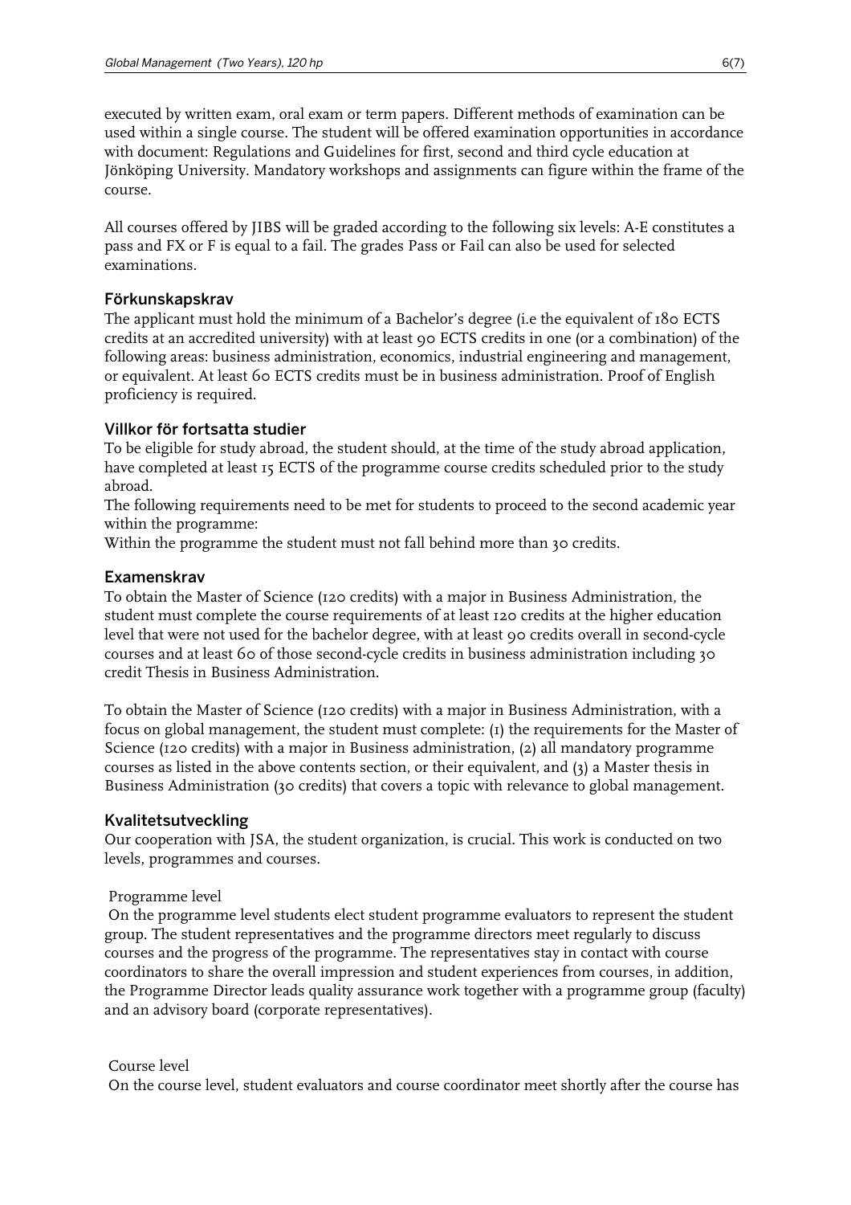executed by written exam, oral exam or term papers. Different methods of examination can be used within a single course. The student will be offered examination opportunities in accordance with document: Regulations and Guidelines for first, second and third cycle education at Jönköping University. Mandatory workshops and assignments can figure within the frame of the course.

All courses offered by JIBS will be graded according to the following six levels: A-E constitutes a pass and FX or F is equal to a fail. The grades Pass or Fail can also be used for selected examinations.

## Förkunskapskrav

The applicant must hold the minimum of a Bachelor's degree (i.e the equivalent of 180 ECTS credits at an accredited university) with at least 90 ECTS credits in one (or a combination) of the following areas: business administration, economics, industrial engineering and management, or equivalent. At least 60 ECTS credits must be in business administration. Proof of English proficiency is required.

## Villkor för fortsatta studier

To be eligible for study abroad, the student should, at the time of the study abroad application, have completed at least 15 ECTS of the programme course credits scheduled prior to the study abroad.

The following requirements need to be met for students to proceed to the second academic year within the programme:

Within the programme the student must not fall behind more than 30 credits.

## Examenskrav

To obtain the Master of Science (120 credits) with a major in Business Administration, the student must complete the course requirements of at least 120 credits at the higher education level that were not used for the bachelor degree, with at least 90 credits overall in second-cycle courses and at least 60 of those second-cycle credits in business administration including 30 credit Thesis in Business Administration.

To obtain the Master of Science (120 credits) with a major in Business Administration, with a focus on global management, the student must complete: (1) the requirements for the Master of Science (120 credits) with a major in Business administration, (2) all mandatory programme courses as listed in the above contents section, or their equivalent, and (3) a Master thesis in Business Administration (30 credits) that covers a topic with relevance to global management.

## Kvalitetsutveckling

Our cooperation with JSA, the student organization, is crucial. This work is conducted on two levels, programmes and courses.

Programme level

On the programme level students elect student programme evaluators to represent the student group. The student representatives and the programme directors meet regularly to discuss courses and the progress of the programme. The representatives stay in contact with course coordinators to share the overall impression and student experiences from courses, in addition, the Programme Director leads quality assurance work together with a programme group (faculty) and an advisory board (corporate representatives).

Course level

On the course level, student evaluators and course coordinator meet shortly after the course has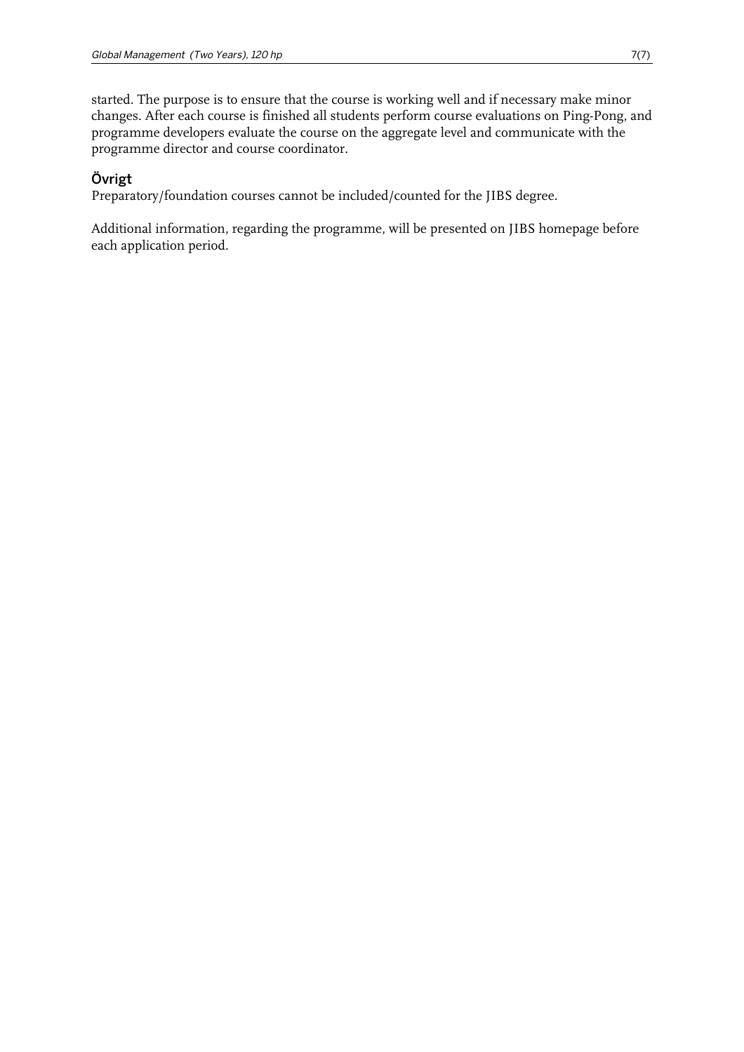started. The purpose is to ensure that the course is working well and if necessary make minor changes. After each course is finished all students perform course evaluations on Ping-Pong, and programme developers evaluate the course on the aggregate level and communicate with the programme director and course coordinator.

## Övrigt

Preparatory/foundation courses cannot be included/counted for the JIBS degree.

Additional information, regarding the programme, will be presented on JIBS homepage before each application period.